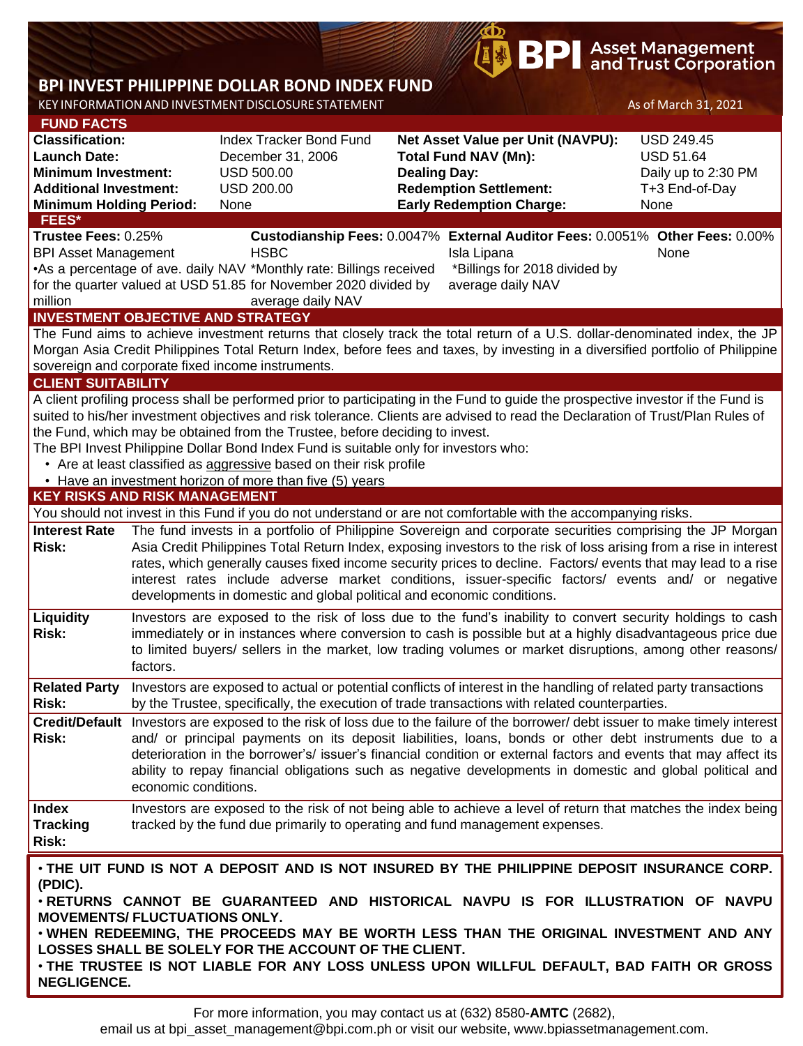# BPI INVEST PHILIPPINE DOLLAR BOND INDEX FUND

KEY INFORMATION AND INVESTMENT DISCLOSURE STATEMENT

As of March 31, 2021

## FUND FACTS

| | | | |
|---|---|---|---|
| **Classification:** | Index Tracker Bond Fund | **Net Asset Value per Unit (NAVPU):** | USD 249.45 |
| **Launch Date:** | December 31, 2006 | **Total Fund NAV (Mn):** | USD 51.64 |
| **Minimum Investment:** | USD 500.00 | **Dealing Day:** | Daily up to 2:30 PM |
| **Additional Investment:** | USD 200.00 | **Redemption Settlement:** | T+3 End-of-Day |
| **Minimum Holding Period:** | None | **Early Redemption Charge:** | None |

## FEES*

| **Trustee Fees:** 0.25% | **Custodianship Fees:** 0.0047% | **External Auditor Fees:** 0.0051% | **Other Fees:** 0.00% |
|---|---|---|---|
| BPI Asset Management | HSBC | Isla Lipana | None |
| •As a percentage of ave. daily NAV for the quarter valued at USD 51.85 million | *Monthly rate: Billings received for November 2020 divided by average daily NAV | *Billings for 2018 divided by average daily NAV | |

## INVESTMENT OBJECTIVE AND STRATEGY

The Fund aims to achieve investment returns that closely track the total return of a U.S. dollar-denominated index, the JP Morgan Asia Credit Philippines Total Return Index, before fees and taxes, by investing in a diversified portfolio of Philippine sovereign and corporate fixed income instruments.

## CLIENT SUITABILITY

A client profiling process shall be performed prior to participating in the Fund to guide the prospective investor if the Fund is suited to his/her investment objectives and risk tolerance. Clients are advised to read the Declaration of Trust/Plan Rules of the Fund, which may be obtained from the Trustee, before deciding to invest.

The BPI Invest Philippine Dollar Bond Index Fund is suitable only for investors who:

- Are at least classified as aggressive based on their risk profile
- Have an investment horizon of more than five (5) years

## KEY RISKS AND RISK MANAGEMENT

You should not invest in this Fund if you do not understand or are not comfortable with the accompanying risks.

| | |
|---|---|
| **Interest Rate Risk:** | The fund invests in a portfolio of Philippine Sovereign and corporate securities comprising the JP Morgan Asia Credit Philippines Total Return Index, exposing investors to the risk of loss arising from a rise in interest rates, which generally causes fixed income security prices to decline. Factors/ events that may lead to a rise interest rates include adverse market conditions, issuer-specific factors/ events and/ or negative developments in domestic and global political and economic conditions. |
| **Liquidity Risk:** | Investors are exposed to the risk of loss due to the fund's inability to convert security holdings to cash immediately or in instances where conversion to cash is possible but at a highly disadvantageous price due to limited buyers/ sellers in the market, low trading volumes or market disruptions, among other reasons/ factors. |
| **Related Party Risk:** | Investors are exposed to actual or potential conflicts of interest in the handling of related party transactions by the Trustee, specifically, the execution of trade transactions with related counterparties. |
| **Credit/Default Risk:** | Investors are exposed to the risk of loss due to the failure of the borrower/ debt issuer to make timely interest and/ or principal payments on its deposit liabilities, loans, bonds or other debt instruments due to a deterioration in the borrower's/ issuer's financial condition or external factors and events that may affect its ability to repay financial obligations such as negative developments in domestic and global political and economic conditions. |
| **Index Tracking Risk:** | Investors are exposed to the risk of not being able to achieve a level of return that matches the index being tracked by the fund due primarily to operating and fund management expenses. |

**• THE UIT FUND IS NOT A DEPOSIT AND IS NOT INSURED BY THE PHILIPPINE DEPOSIT INSURANCE CORP. (PDIC).**

**• RETURNS CANNOT BE GUARANTEED AND HISTORICAL NAVPU IS FOR ILLUSTRATION OF NAVPU MOVEMENTS/ FLUCTUATIONS ONLY.**

**• WHEN REDEEMING, THE PROCEEDS MAY BE WORTH LESS THAN THE ORIGINAL INVESTMENT AND ANY LOSSES SHALL BE SOLELY FOR THE ACCOUNT OF THE CLIENT.**

**• THE TRUSTEE IS NOT LIABLE FOR ANY LOSS UNLESS UPON WILLFUL DEFAULT, BAD FAITH OR GROSS NEGLIGENCE.**

For more information, you may contact us at (632) 8580-**AMTC** (2682), email us at bpi_asset_management@bpi.com.ph or visit our website, www.bpiassetmanagement.com.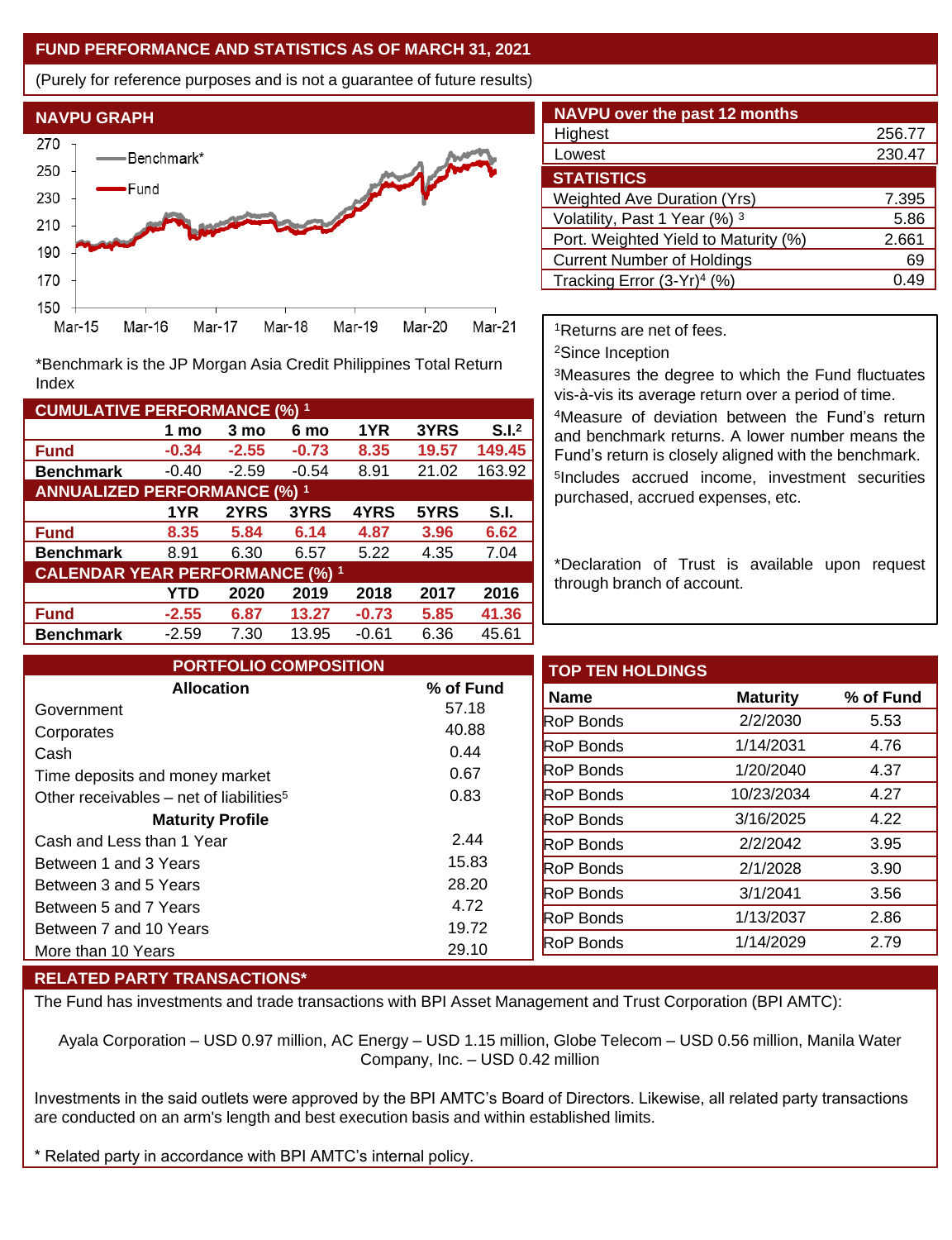## FUND PERFORMANCE AND STATISTICS AS OF MARCH 31, 2021

(Purely for reference purposes and is not a guarantee of future results)

### NAVPU GRAPH

*Benchmark is the JP Morgan Asia Credit Philippines Total Return Index

### NAVPU over the past 12 months

| | |
|---|---|
| Highest | 256.77 |
| Lowest | 230.47 |

### STATISTICS

| | |
|---|---|
| Weighted Ave Duration (Yrs) | 7.395 |
| Volatility, Past 1 Year (%) [3] | 5.86 |
| Port. Weighted Yield to Maturity (%) | 2.661 |
| Current Number of Holdings | 69 |
| Tracking Error (3-Yr)[4] (%) | 0.49 |

[1]Returns are net of fees.
[2]Since Inception
[3]Measures the degree to which the Fund fluctuates vis-à-vis its average return over a period of time.
[4]Measure of deviation between the Fund's return and benchmark returns. A lower number means the Fund's return is closely aligned with the benchmark.
[5]Includes accrued income, investment securities purchased, accrued expenses, etc.

*Declaration of Trust is available upon request through branch of account.

### CUMULATIVE PERFORMANCE (%) [1]

| | 1 mo | 3 mo | 6 mo | 1YR | 3YRS | S.I.[2] |
|---|---|---|---|---|---|---|
| **Fund** | **-0.34** | **-2.55** | **-0.73** | **8.35** | **19.57** | **149.45** |
| **Benchmark** | -0.40 | -2.59 | -0.54 | 8.91 | 21.02 | 163.92 |

### ANNUALIZED PERFORMANCE (%) [1]

| | 1YR | 2YRS | 3YRS | 4YRS | 5YRS | S.I. |
|---|---|---|---|---|---|---|
| **Fund** | **8.35** | **5.84** | **6.14** | **4.87** | **3.96** | **6.62** |
| **Benchmark** | 8.91 | 6.30 | 6.57 | 5.22 | 4.35 | 7.04 |

### CALENDAR YEAR PERFORMANCE (%) [1]

| | YTD | 2020 | 2019 | 2018 | 2017 | 2016 |
|---|---|---|---|---|---|---|
| **Fund** | **-2.55** | **6.87** | **13.27** | **-0.73** | **5.85** | **41.36** |
| **Benchmark** | -2.59 | 7.30 | 13.95 | -0.61 | 6.36 | 45.61 |

### PORTFOLIO COMPOSITION

| Allocation | % of Fund |
|---|---|
| Government | 57.18 |
| Corporates | 40.88 |
| Cash | 0.44 |
| Time deposits and money market | 0.67 |
| Other receivables – net of liabilities[5] | 0.83 |
| **Maturity Profile** | |
| Cash and Less than 1 Year | 2.44 |
| Between 1 and 3 Years | 15.83 |
| Between 3 and 5 Years | 28.20 |
| Between 5 and 7 Years | 4.72 |
| Between 7 and 10 Years | 19.72 |
| More than 10 Years | 29.10 |

### TOP TEN HOLDINGS

| Name | Maturity | % of Fund |
|---|---|---|
| RoP Bonds | 2/2/2030 | 5.53 |
| RoP Bonds | 1/14/2031 | 4.76 |
| RoP Bonds | 1/20/2040 | 4.37 |
| RoP Bonds | 10/23/2034 | 4.27 |
| RoP Bonds | 3/16/2025 | 4.22 |
| RoP Bonds | 2/2/2042 | 3.95 |
| RoP Bonds | 2/1/2028 | 3.90 |
| RoP Bonds | 3/1/2041 | 3.56 |
| RoP Bonds | 1/13/2037 | 2.86 |
| RoP Bonds | 1/14/2029 | 2.79 |

### RELATED PARTY TRANSACTIONS*

The Fund has investments and trade transactions with BPI Asset Management and Trust Corporation (BPI AMTC):

Ayala Corporation – USD 0.97 million, AC Energy – USD 1.15 million, Globe Telecom – USD 0.56 million, Manila Water Company, Inc. – USD 0.42 million

Investments in the said outlets were approved by the BPI AMTC's Board of Directors. Likewise, all related party transactions are conducted on an arm's length and best execution basis and within established limits.

\* Related party in accordance with BPI AMTC's internal policy.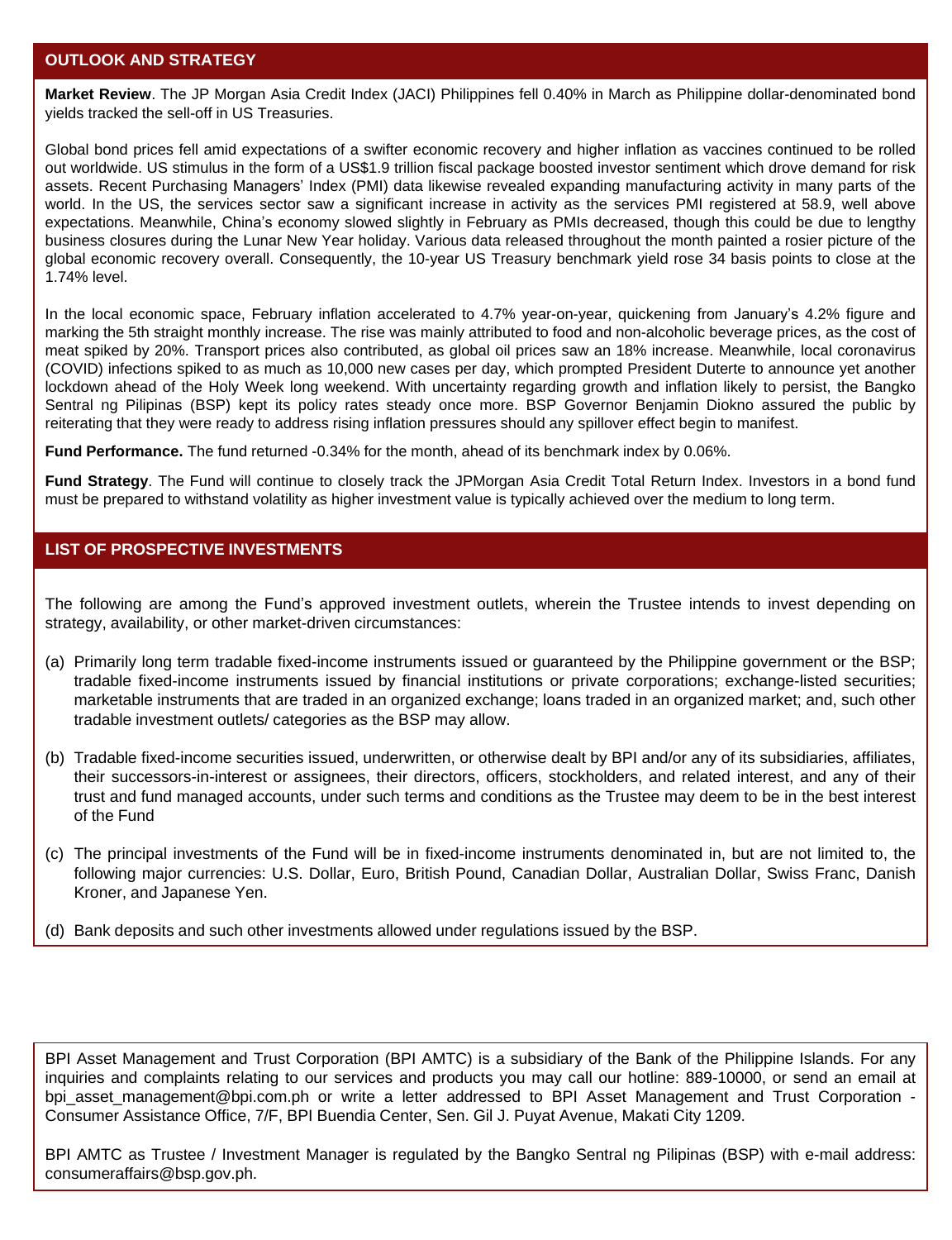## OUTLOOK AND STRATEGY

**Market Review**. The JP Morgan Asia Credit Index (JACI) Philippines fell 0.40% in March as Philippine dollar-denominated bond yields tracked the sell-off in US Treasuries.

Global bond prices fell amid expectations of a swifter economic recovery and higher inflation as vaccines continued to be rolled out worldwide. US stimulus in the form of a US$1.9 trillion fiscal package boosted investor sentiment which drove demand for risk assets. Recent Purchasing Managers' Index (PMI) data likewise revealed expanding manufacturing activity in many parts of the world. In the US, the services sector saw a significant increase in activity as the services PMI registered at 58.9, well above expectations. Meanwhile, China's economy slowed slightly in February as PMIs decreased, though this could be due to lengthy business closures during the Lunar New Year holiday. Various data released throughout the month painted a rosier picture of the global economic recovery overall. Consequently, the 10-year US Treasury benchmark yield rose 34 basis points to close at the 1.74% level.

In the local economic space, February inflation accelerated to 4.7% year-on-year, quickening from January's 4.2% figure and marking the 5th straight monthly increase. The rise was mainly attributed to food and non-alcoholic beverage prices, as the cost of meat spiked by 20%. Transport prices also contributed, as global oil prices saw an 18% increase. Meanwhile, local coronavirus (COVID) infections spiked to as much as 10,000 new cases per day, which prompted President Duterte to announce yet another lockdown ahead of the Holy Week long weekend. With uncertainty regarding growth and inflation likely to persist, the Bangko Sentral ng Pilipinas (BSP) kept its policy rates steady once more. BSP Governor Benjamin Diokno assured the public by reiterating that they were ready to address rising inflation pressures should any spillover effect begin to manifest.

**Fund Performance.** The fund returned -0.34% for the month, ahead of its benchmark index by 0.06%.

**Fund Strategy**. The Fund will continue to closely track the JPMorgan Asia Credit Total Return Index. Investors in a bond fund must be prepared to withstand volatility as higher investment value is typically achieved over the medium to long term.

## LIST OF PROSPECTIVE INVESTMENTS

The following are among the Fund's approved investment outlets, wherein the Trustee intends to invest depending on strategy, availability, or other market-driven circumstances:

(a) Primarily long term tradable fixed-income instruments issued or guaranteed by the Philippine government or the BSP; tradable fixed-income instruments issued by financial institutions or private corporations; exchange-listed securities; marketable instruments that are traded in an organized exchange; loans traded in an organized market; and, such other tradable investment outlets/ categories as the BSP may allow.

(b) Tradable fixed-income securities issued, underwritten, or otherwise dealt by BPI and/or any of its subsidiaries, affiliates, their successors-in-interest or assignees, their directors, officers, stockholders, and related interest, and any of their trust and fund managed accounts, under such terms and conditions as the Trustee may deem to be in the best interest of the Fund

(c) The principal investments of the Fund will be in fixed-income instruments denominated in, but are not limited to, the following major currencies: U.S. Dollar, Euro, British Pound, Canadian Dollar, Australian Dollar, Swiss Franc, Danish Kroner, and Japanese Yen.

(d) Bank deposits and such other investments allowed under regulations issued by the BSP.

BPI Asset Management and Trust Corporation (BPI AMTC) is a subsidiary of the Bank of the Philippine Islands. For any inquiries and complaints relating to our services and products you may call our hotline: 889-10000, or send an email at bpi_asset_management@bpi.com.ph or write a letter addressed to BPI Asset Management and Trust Corporation - Consumer Assistance Office, 7/F, BPI Buendia Center, Sen. Gil J. Puyat Avenue, Makati City 1209.

BPI AMTC as Trustee / Investment Manager is regulated by the Bangko Sentral ng Pilipinas (BSP) with e-mail address: consumeraffairs@bsp.gov.ph.